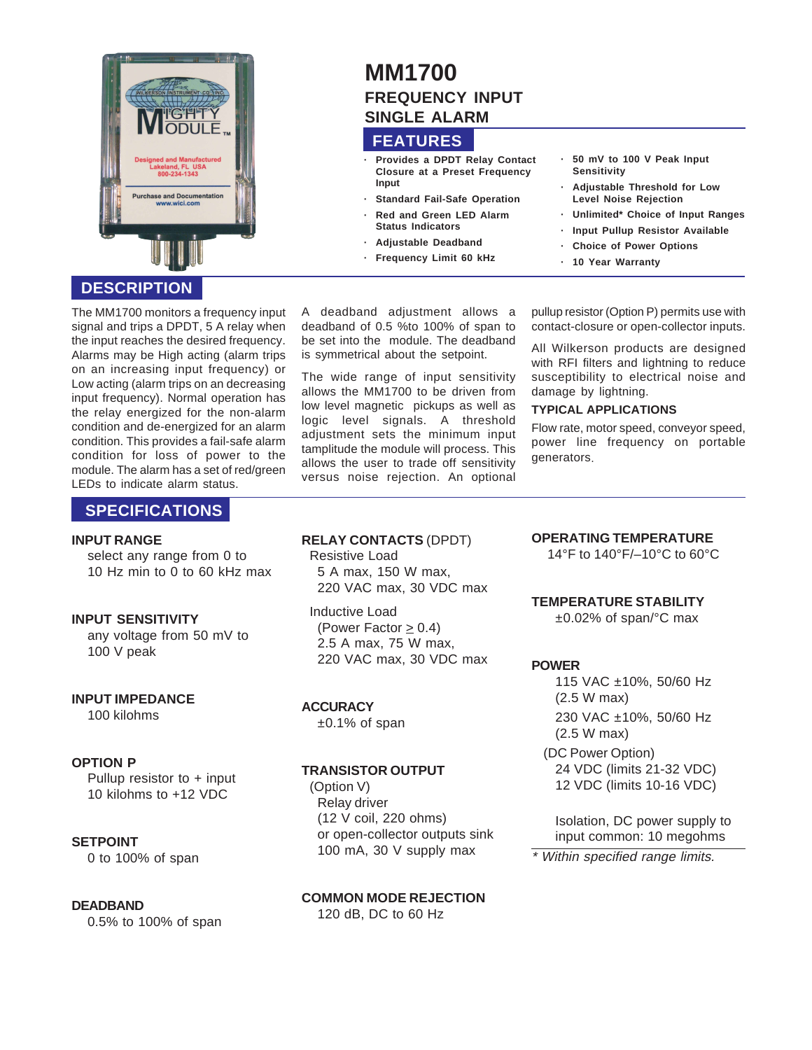# MM1700

## FREQUENCY INPUT
## SINGLE ALARM

## FEATURES

- Provides a DPDT Relay Contact Closure at a Preset Frequency Input
- Standard Fail-Safe Operation
- Red and Green LED Alarm Status Indicators
- Adjustable Deadband
- Frequency Limit 60 kHz
- 50 mV to 100 V Peak Input Sensitivity
- Adjustable Threshold for Low Level Noise Rejection
- Unlimited* Choice of Input Ranges
- Input Pullup Resistor Available
- Choice of Power Options
- 10 Year Warranty

## DESCRIPTION

The MM1700 monitors a frequency input signal and trips a DPDT, 5 A relay when the input reaches the desired frequency. Alarms may be High acting (alarm trips on an increasing input frequency) or Low acting (alarm trips on an decreasing input frequency). Normal operation has the relay energized for the non-alarm condition and de-energized for an alarm condition. This provides a fail-safe alarm condition for loss of power to the module. The alarm has a set of red/green LEDs to indicate alarm status.

A deadband adjustment allows a deadband of 0.5 %to 100% of span to be set into the module. The deadband is symmetrical about the setpoint.

The wide range of input sensitivity allows the MM1700 to be driven from low level magnetic pickups as well as logic level signals. A threshold adjustment sets the minimum input tamplitude the module will process. This allows the user to trade off sensitivity versus noise rejection. An optional pullup resistor (Option P) permits use with contact-closure or open-collector inputs.

All Wilkerson products are designed with RFI filters and lightning to reduce susceptibility to electrical noise and damage by lightning.

### TYPICAL APPLICATIONS

Flow rate, motor speed, conveyor speed, power line frequency on portable generators.

## SPECIFICATIONS

**INPUT RANGE**
select any range from 0 to 10 Hz min to 0 to 60 kHz max

**INPUT SENSITIVITY**
any voltage from 50 mV to 100 V peak

**INPUT IMPEDANCE**
100 kilohms

**OPTION P**
Pullup resistor to + input
10 kilohms to +12 VDC

**SETPOINT**
0 to 100% of span

**DEADBAND**
0.5% to 100% of span

**RELAY CONTACTS** (DPDT)
Resistive Load
5 A max, 150 W max,
220 VAC max, 30 VDC max

Inductive Load
(Power Factor ≥ 0.4)
2.5 A max, 75 W max,
220 VAC max, 30 VDC max

**ACCURACY**
±0.1% of span

**TRANSISTOR OUTPUT**
(Option V)
Relay driver
(12 V coil, 220 ohms)
or open-collector outputs sink 100 mA, 30 V supply max

**COMMON MODE REJECTION**
120 dB, DC to 60 Hz

**OPERATING TEMPERATURE**
14°F to 140°F/–10°C to 60°C

**TEMPERATURE STABILITY**
±0.02% of span/°C max

**POWER**
115 VAC ±10%, 50/60 Hz (2.5 W max)
230 VAC ±10%, 50/60 Hz (2.5 W max)
(DC Power Option)
24 VDC (limits 21-32 VDC)
12 VDC (limits 10-16 VDC)

Isolation, DC power supply to input common: 10 megohms

*\* Within specified range limits.*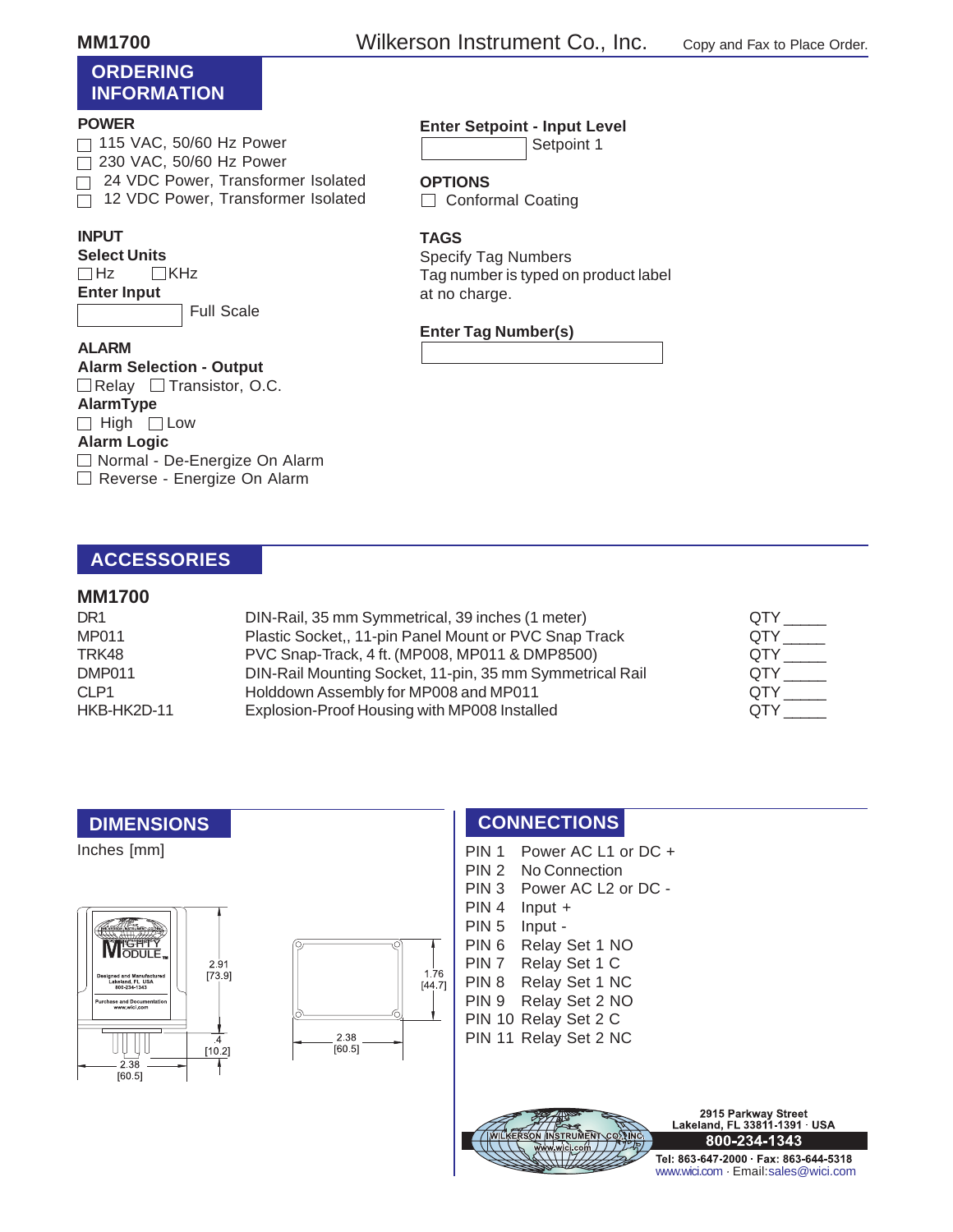**MM1700** Wilkerson Instrument Co., Inc. Copy and Fax to Place Order.

## ORDERING INFORMATION

### POWER
- ☐ 115 VAC, 50/60 Hz Power
- ☐ 230 VAC, 50/60 Hz Power
- ☐ 24 VDC Power, Transformer Isolated
- ☐ 12 VDC Power, Transformer Isolated

### INPUT
**Select Units**

☐ Hz ☐ KHz

**Enter Input**

☐ Full Scale

### ALARM
**Alarm Selection - Output**

☐ Relay ☐ Transistor, O.C.

**AlarmType**

☐ High ☐ Low

**Alarm Logic**

- ☐ Normal - De-Energize On Alarm
- ☐ Reverse - Energize On Alarm

**Enter Setpoint - Input Level**

☐ Setpoint 1

### OPTIONS
☐ Conformal Coating

### TAGS
Specify Tag Numbers
Tag number is typed on product label at no charge.

**Enter Tag Number(s)**

## ACCESSORIES

### MM1700

| | | |
|---|---|---|
| DR1 | DIN-Rail, 35 mm Symmetrical, 39 inches (1 meter) | QTY _____ |
| MP011 | Plastic Socket,, 11-pin Panel Mount or PVC Snap Track | QTY _____ |
| TRK48 | PVC Snap-Track, 4 ft. (MP008, MP011 & DMP8500) | QTY _____ |
| DMP011 | DIN-Rail Mounting Socket, 11-pin, 35 mm Symmetrical Rail | QTY _____ |
| CLP1 | Holddown Assembly for MP008 and MP011 | QTY _____ |
| HKB-HK2D-11 | Explosion-Proof Housing with MP008 Installed | QTY _____ |

## DIMENSIONS

Inches [mm]

MIGHTY MODULE™
Designed and Manufactured Lakeland, FL USA 800-234-1343
Purchase and Documentation www.wici.com

2.91 [73.9]
.4 [10.2]
2.38 [60.5]
1.76 [44.7]
2.38 [60.5]

## CONNECTIONS

| | |
|---|---|
| PIN 1 | Power AC L1 or DC + |
| PIN 2 | No Connection |
| PIN 3 | Power AC L2 or DC - |
| PIN 4 | Input + |
| PIN 5 | Input - |
| PIN 6 | Relay Set 1 NO |
| PIN 7 | Relay Set 1 C |
| PIN 8 | Relay Set 1 NC |
| PIN 9 | Relay Set 2 NO |
| PIN 10 | Relay Set 2 C |
| PIN 11 | Relay Set 2 NC |

WILKERSON INSTRUMENT CO., INC.
www.wici.com

2915 Parkway Street
Lakeland, FL 33811-1391 · USA
**800-234-1343**
Tel: 863-647-2000 · Fax: 863-644-5318
www.wici.com · Email:sales@wici.com